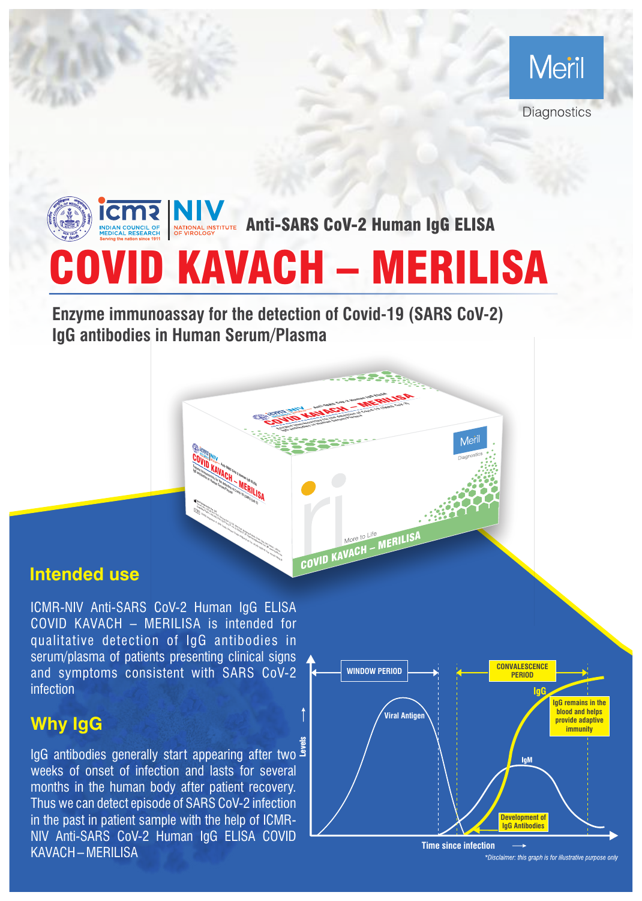Meril Diagnostics

ICMR INDIAN COUNCIL OF MEDICAL RESEARCH Serving the nation since 1911 | NIV NATIONAL INSTITUTE OF VIROLOGY

Anti-SARS CoV-2 Human IgG ELISA

# COVID KAVACH – MERILISA

## Enzyme immunoassay for the detection of Covid-19 (SARS CoV-2) IgG antibodies in Human Serum/Plasma

## Intended use

ICMR-NIV Anti-SARS CoV-2 Human IgG ELISA COVID KAVACH – MERILISA is intended for qualitative detection of IgG antibodies in serum/plasma of patients presenting clinical signs and symptoms consistent with SARS CoV-2 infection

## Why IgG

IgG antibodies generally start appearing after two weeks of onset of infection and lasts for several months in the human body after patient recovery. Thus we can detect episode of SARS CoV-2 infection in the past in patient sample with the help of ICMR-NIV Anti-SARS CoV-2 Human IgG ELISA COVID KAVACH – MERILISA

WINDOW PERIOD

CONVALESCENCE PERIOD

Viral Antigen

IgG

IgG remains in the blood and helps provide adaptive immunity

IgM

Development of IgG Antibodies

Levels

Time since infection

*Disclaimer: this graph is for illustrative purpose only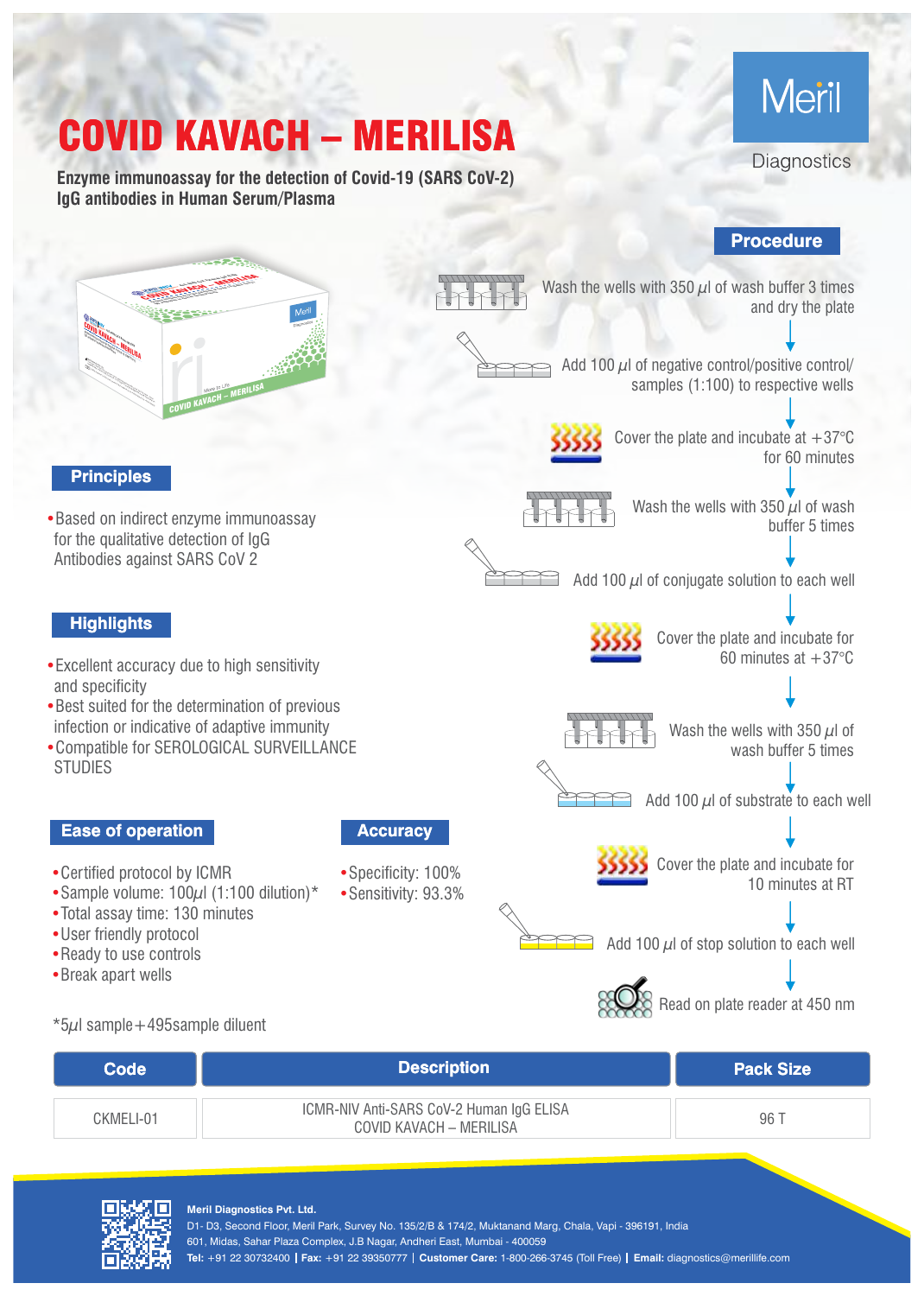# COVID KAVACH – MERILISA

**Enzyme immunoassay for the detection of Covid-19 (SARS CoV-2) IgG antibodies in Human Serum/Plasma**

Meril Diagnostics

## Procedure

Wash the wells with 350 $\mu l$ of wash buffer 3 times and dry the plate

↓

Add 100 $\mu l$ of negative control/positive control/ samples (1:100) to respective wells

↓

Cover the plate and incubate at +37°C for 60 minutes

↓

Wash the wells with 350 $\mu l$ of wash buffer 5 times

↓

Add 100 $\mu l$ of conjugate solution to each well

↓

Cover the plate and incubate for 60 minutes at +37°C

↓

Wash the wells with 350 $\mu l$ of wash buffer 5 times

↓

Add 100 $\mu l$ of substrate to each well

↓

Cover the plate and incubate for 10 minutes at RT

↓

Add 100 $\mu l$ of stop solution to each well

↓

Read on plate reader at 450 nm

## Principles

- Based on indirect enzyme immunoassay for the qualitative detection of IgG Antibodies against SARS CoV 2

## Highlights

- Excellent accuracy due to high sensitivity and specificity
- Best suited for the determination of previous infection or indicative of adaptive immunity
- Compatible for SEROLOGICAL SURVEILLANCE STUDIES

## Ease of operation

- Certified protocol by ICMR
- Sample volume: 100$\mu l$ (1:100 dilution)*
- Total assay time: 130 minutes
- User friendly protocol
- Ready to use controls
- Break apart wells

*5$\mu l$ sample+495sample diluent

## Accuracy

- Specificity: 100%
- Sensitivity: 93.3%

| Code | Description | Pack Size |
|---|---|---|
| CKMELI-01 | ICMR-NIV Anti-SARS CoV-2 Human IgG ELISA COVID KAVACH – MERILISA | 96 T |

**Meril Diagnostics Pvt. Ltd.**
D1- D3, Second Floor, Meril Park, Survey No. 135/2/B & 174/2, Muktanand Marg, Chala, Vapi - 396191, India
601, Midas, Sahar Plaza Complex, J.B Nagar, Andheri East, Mumbai - 400059
**Tel:** +91 22 30732400 | **Fax:** +91 22 39350777 | **Customer Care:** 1-800-266-3745 (Toll Free) | **Email:** diagnostics@merillife.com